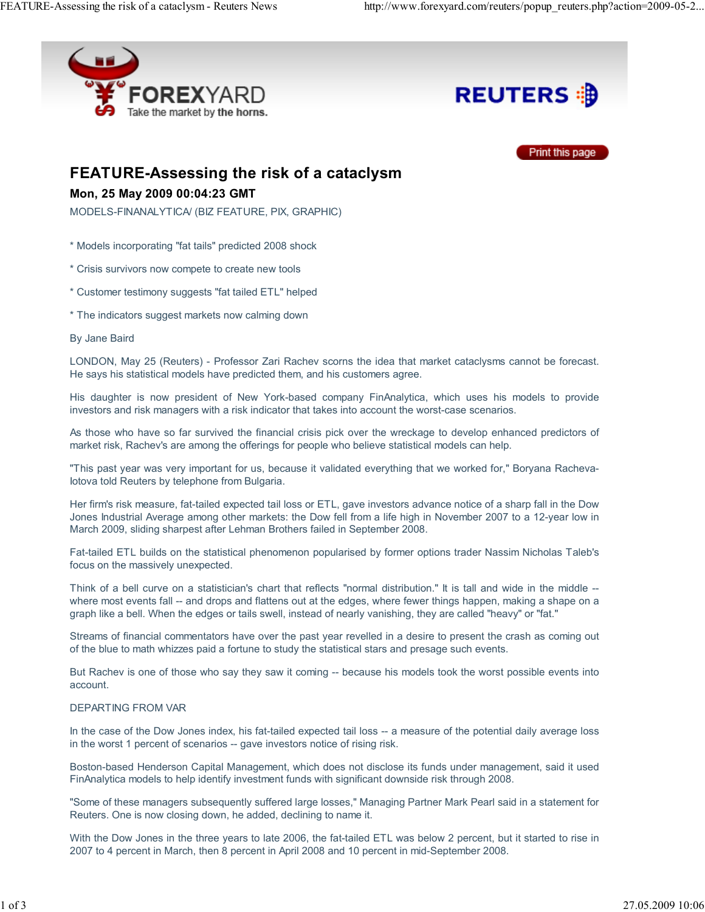# FEATURE-Assessing the risk of a cataclysm

**Mon, 25 May 2009 00:04:23 GMT**

MODELS-FINANALYTICA/ (BIZ FEATURE, PIX, GRAPHIC)

* Models incorporating "fat tails" predicted 2008 shock

* Crisis survivors now compete to create new tools

* Customer testimony suggests "fat tailed ETL" helped

* The indicators suggest markets now calming down

By Jane Baird

LONDON, May 25 (Reuters) - Professor Zari Rachev scorns the idea that market cataclysms cannot be forecast. He says his statistical models have predicted them, and his customers agree.

His daughter is now president of New York-based company FinAnalytica, which uses his models to provide investors and risk managers with a risk indicator that takes into account the worst-case scenarios.

As those who have so far survived the financial crisis pick over the wreckage to develop enhanced predictors of market risk, Rachev's are among the offerings for people who believe statistical models can help.

"This past year was very important for us, because it validated everything that we worked for," Boryana Racheva-Iotova told Reuters by telephone from Bulgaria.

Her firm's risk measure, fat-tailed expected tail loss or ETL, gave investors advance notice of a sharp fall in the Dow Jones Industrial Average among other markets: the Dow fell from a life high in November 2007 to a 12-year low in March 2009, sliding sharpest after Lehman Brothers failed in September 2008.

Fat-tailed ETL builds on the statistical phenomenon popularised by former options trader Nassim Nicholas Taleb's focus on the massively unexpected.

Think of a bell curve on a statistician's chart that reflects "normal distribution." It is tall and wide in the middle -- where most events fall -- and drops and flattens out at the edges, where fewer things happen, making a shape on a graph like a bell. When the edges or tails swell, instead of nearly vanishing, they are called "heavy" or "fat."

Streams of financial commentators have over the past year revelled in a desire to present the crash as coming out of the blue to math whizzes paid a fortune to study the statistical stars and presage such events.

But Rachev is one of those who say they saw it coming -- because his models took the worst possible events into account.

DEPARTING FROM VAR

In the case of the Dow Jones index, his fat-tailed expected tail loss -- a measure of the potential daily average loss in the worst 1 percent of scenarios -- gave investors notice of rising risk.

Boston-based Henderson Capital Management, which does not disclose its funds under management, said it used FinAnalytica models to help identify investment funds with significant downside risk through 2008.

"Some of these managers subsequently suffered large losses," Managing Partner Mark Pearl said in a statement for Reuters. One is now closing down, he added, declining to name it.

With the Dow Jones in the three years to late 2006, the fat-tailed ETL was below 2 percent, but it started to rise in 2007 to 4 percent in March, then 8 percent in April 2008 and 10 percent in mid-September 2008.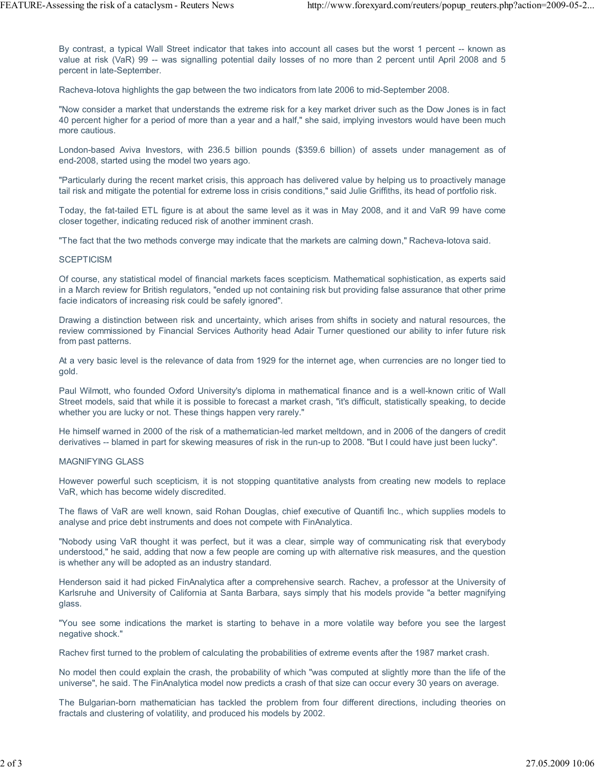By contrast, a typical Wall Street indicator that takes into account all cases but the worst 1 percent -- known as value at risk (VaR) 99 -- was signalling potential daily losses of no more than 2 percent until April 2008 and 5 percent in late-September.

Racheva-Iotova highlights the gap between the two indicators from late 2006 to mid-September 2008.

"Now consider a market that understands the extreme risk for a key market driver such as the Dow Jones is in fact 40 percent higher for a period of more than a year and a half," she said, implying investors would have been much more cautious.

London-based Aviva Investors, with 236.5 billion pounds ($359.6 billion) of assets under management as of end-2008, started using the model two years ago.

"Particularly during the recent market crisis, this approach has delivered value by helping us to proactively manage tail risk and mitigate the potential for extreme loss in crisis conditions," said Julie Griffiths, its head of portfolio risk.

Today, the fat-tailed ETL figure is at about the same level as it was in May 2008, and it and VaR 99 have come closer together, indicating reduced risk of another imminent crash.

"The fact that the two methods converge may indicate that the markets are calming down," Racheva-Iotova said.

## SCEPTICISM

Of course, any statistical model of financial markets faces scepticism. Mathematical sophistication, as experts said in a March review for British regulators, "ended up not containing risk but providing false assurance that other prime facie indicators of increasing risk could be safely ignored".

Drawing a distinction between risk and uncertainty, which arises from shifts in society and natural resources, the review commissioned by Financial Services Authority head Adair Turner questioned our ability to infer future risk from past patterns.

At a very basic level is the relevance of data from 1929 for the internet age, when currencies are no longer tied to gold.

Paul Wilmott, who founded Oxford University's diploma in mathematical finance and is a well-known critic of Wall Street models, said that while it is possible to forecast a market crash, "it's difficult, statistically speaking, to decide whether you are lucky or not. These things happen very rarely."

He himself warned in 2000 of the risk of a mathematician-led market meltdown, and in 2006 of the dangers of credit derivatives -- blamed in part for skewing measures of risk in the run-up to 2008. "But I could have just been lucky".

## MAGNIFYING GLASS

However powerful such scepticism, it is not stopping quantitative analysts from creating new models to replace VaR, which has become widely discredited.

The flaws of VaR are well known, said Rohan Douglas, chief executive of Quantifi Inc., which supplies models to analyse and price debt instruments and does not compete with FinAnalytica.

"Nobody using VaR thought it was perfect, but it was a clear, simple way of communicating risk that everybody understood," he said, adding that now a few people are coming up with alternative risk measures, and the question is whether any will be adopted as an industry standard.

Henderson said it had picked FinAnalytica after a comprehensive search. Rachev, a professor at the University of Karlsruhe and University of California at Santa Barbara, says simply that his models provide "a better magnifying glass.

"You see some indications the market is starting to behave in a more volatile way before you see the largest negative shock."

Rachev first turned to the problem of calculating the probabilities of extreme events after the 1987 market crash.

No model then could explain the crash, the probability of which "was computed at slightly more than the life of the universe", he said. The FinAnalytica model now predicts a crash of that size can occur every 30 years on average.

The Bulgarian-born mathematician has tackled the problem from four different directions, including theories on fractals and clustering of volatility, and produced his models by 2002.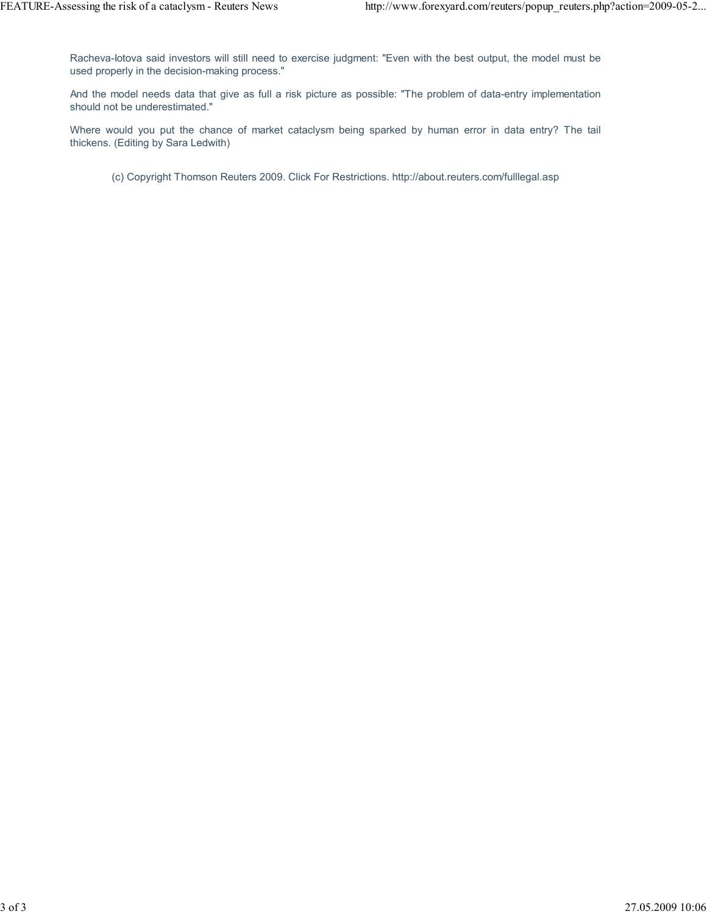Racheva-Iotova said investors will still need to exercise judgment: "Even with the best output, the model must be used properly in the decision-making process."

And the model needs data that give as full a risk picture as possible: "The problem of data-entry implementation should not be underestimated."

Where would you put the chance of market cataclysm being sparked by human error in data entry? The tail thickens. (Editing by Sara Ledwith)

(c) Copyright Thomson Reuters 2009. Click For Restrictions. http://about.reuters.com/fulllegal.asp